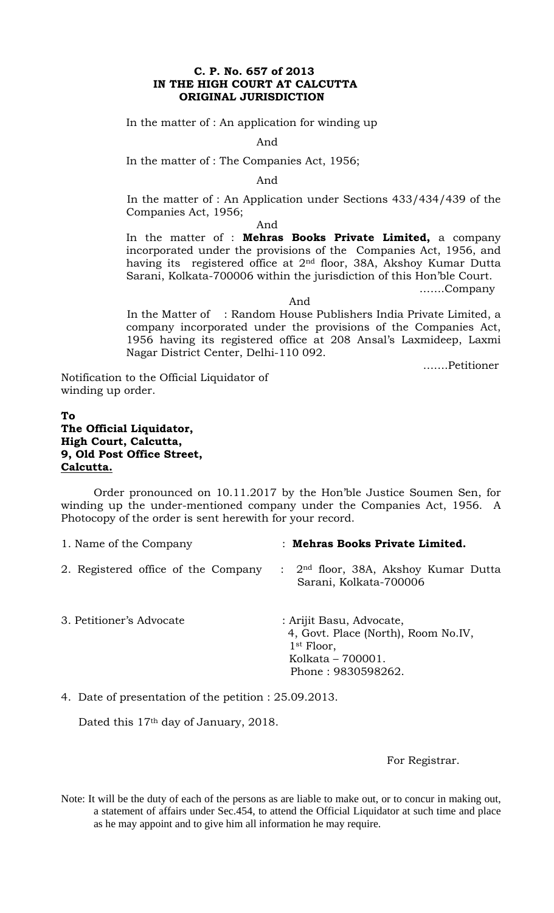**C. P. No. 657 of 2013**
**IN THE HIGH COURT AT CALCUTTA**
**ORIGINAL JURISDICTION**

In the matter of : An application for winding up

And

In the matter of : The Companies Act, 1956;

And

In the matter of : An Application under Sections 433/434/439 of the Companies Act, 1956;

And

In the matter of : **Mehras Books Private Limited,** a company incorporated under the provisions of the Companies Act, 1956, and having its registered office at 2nd floor, 38A, Akshoy Kumar Dutta Sarani, Kolkata-700006 within the jurisdiction of this Hon'ble Court.

…….Company

And

In the Matter of : Random House Publishers India Private Limited, a company incorporated under the provisions of the Companies Act, 1956 having its registered office at 208 Ansal's Laxmideep, Laxmi Nagar District Center, Delhi-110 092.

…….Petitioner

Notification to the Official Liquidator of winding up order.

**To**
**The Official Liquidator,**
**High Court, Calcutta,**
**9, Old Post Office Street,**
**Calcutta.**

Order pronounced on 10.11.2017 by the Hon'ble Justice Soumen Sen, for winding up the under-mentioned company under the Companies Act, 1956. A Photocopy of the order is sent herewith for your record.

1. Name of the Company : **Mehras Books Private Limited.**

2. Registered office of the Company : 2nd floor, 38A, Akshoy Kumar Dutta Sarani, Kolkata-700006

3. Petitioner's Advocate : Arijit Basu, Advocate,
4, Govt. Place (North), Room No.IV,
1st Floor,
Kolkata – 700001.
Phone : 9830598262.

4. Date of presentation of the petition : 25.09.2013.

Dated this 17th day of January, 2018.

For Registrar.

Note: It will be the duty of each of the persons as are liable to make out, or to concur in making out, a statement of affairs under Sec.454, to attend the Official Liquidator at such time and place as he may appoint and to give him all information he may require.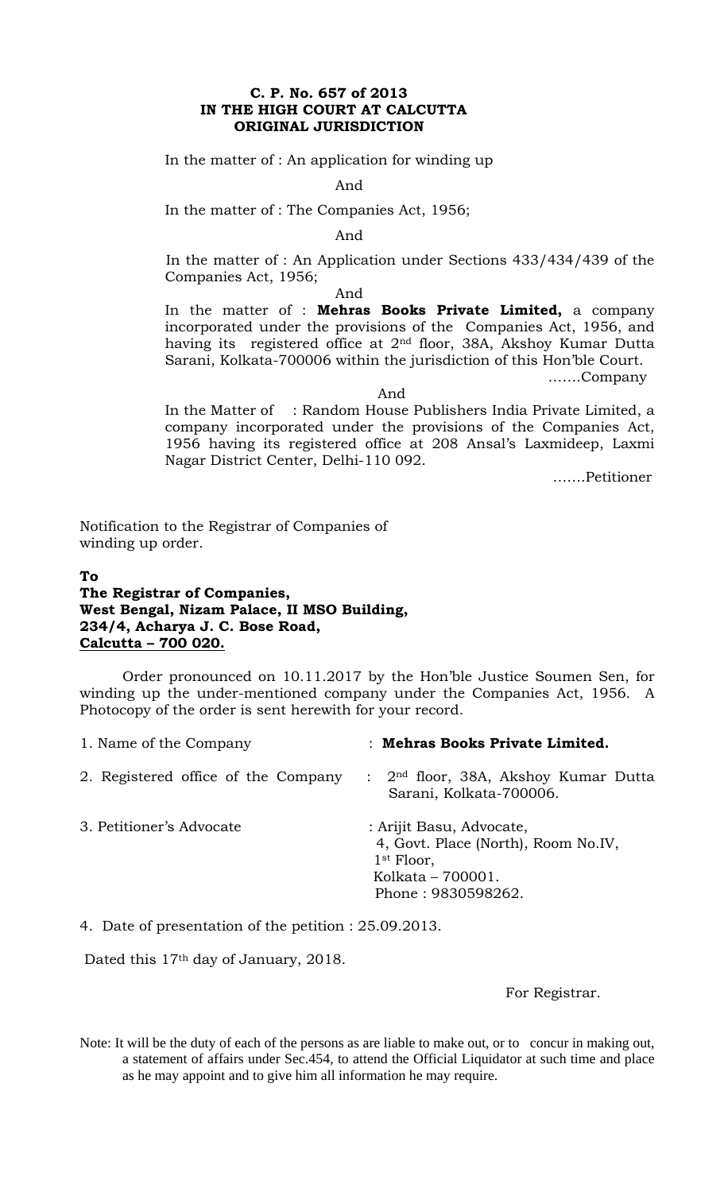**C. P. No. 657 of 2013**
**IN THE HIGH COURT AT CALCUTTA**
**ORIGINAL JURISDICTION**

In the matter of : An application for winding up

And

In the matter of : The Companies Act, 1956;

And

In the matter of : An Application under Sections 433/434/439 of the Companies Act, 1956;

And

In the matter of : **Mehras Books Private Limited,** a company incorporated under the provisions of the Companies Act, 1956, and having its registered office at 2nd floor, 38A, Akshoy Kumar Dutta Sarani, Kolkata-700006 within the jurisdiction of this Hon'ble Court.

.......Company

And

In the Matter of : Random House Publishers India Private Limited, a company incorporated under the provisions of the Companies Act, 1956 having its registered office at 208 Ansal's Laxmideep, Laxmi Nagar District Center, Delhi-110 092.

.......Petitioner

Notification to the Registrar of Companies of winding up order.

**To**
**The Registrar of Companies,**
**West Bengal, Nizam Palace, II MSO Building,**
**234/4, Acharya J. C. Bose Road,**
**Calcutta – 700 020.**

Order pronounced on 10.11.2017 by the Hon'ble Justice Soumen Sen, for winding up the under-mentioned company under the Companies Act, 1956. A Photocopy of the order is sent herewith for your record.

| | |
|---|---|
| 1. Name of the Company | : **Mehras Books Private Limited.** |
| 2. Registered office of the Company | : 2nd floor, 38A, Akshoy Kumar Dutta Sarani, Kolkata-700006. |
| 3. Petitioner's Advocate | : Arijit Basu, Advocate, 4, Govt. Place (North), Room No.IV, 1st Floor, Kolkata – 700001. Phone : 9830598262. |

4. Date of presentation of the petition : 25.09.2013.

Dated this 17th day of January, 2018.

For Registrar.

Note: It will be the duty of each of the persons as are liable to make out, or to concur in making out, a statement of affairs under Sec.454, to attend the Official Liquidator at such time and place as he may appoint and to give him all information he may require.